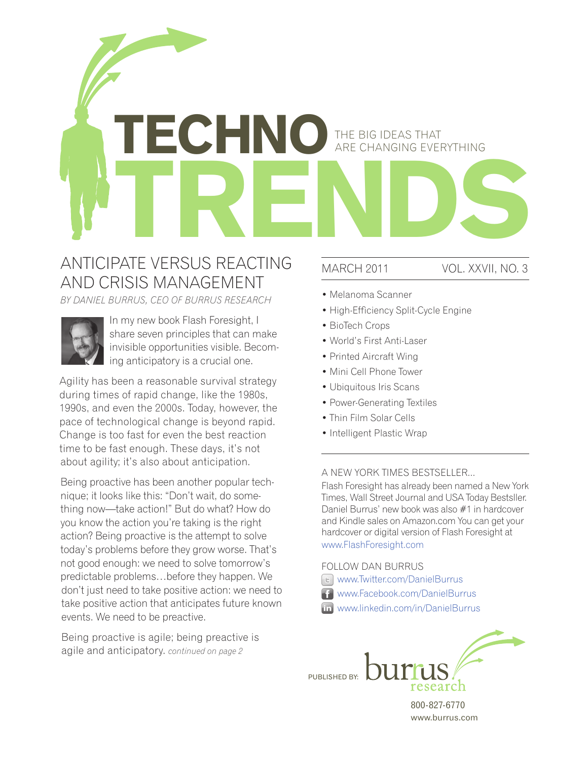# TECHNO TRENDS

THE BIG IDEAS THAT ARE CHANGING EVERYTHING

## ANTICIPATE VERSUS REACTING AND CRISIS MANAGEMENT

*BY DANIEL BURRUS, CEO OF BURRUS RESEARCH*

In my new book Flash Foresight, I share seven principles that can make invisible opportunities visible. Becoming anticipatory is a crucial one.

Agility has been a reasonable survival strategy during times of rapid change, like the 1980s, 1990s, and even the 2000s. Today, however, the pace of technological change is beyond rapid. Change is too fast for even the best reaction time to be fast enough. These days, it's not about agility; it's also about anticipation.

Being proactive has been another popular technique; it looks like this: "Don't wait, do something now—take action!" But do what? How do you know the action you're taking is the right action? Being proactive is the attempt to solve today's problems before they grow worse. That's not good enough: we need to solve tomorrow's predictable problems…before they happen. We don't just need to take positive action: we need to take positive action that anticipates future known events. We need to be preactive.

Being proactive is agile; being preactive is agile and anticipatory. *continued on page 2*

MARCH 2011 VOL. XXVII, NO. 3

- Melanoma Scanner
- High-Efficiency Split-Cycle Engine
- BioTech Crops
- World's First Anti-Laser
- Printed Aircraft Wing
- Mini Cell Phone Tower
- Ubiquitous Iris Scans
- Power-Generating Textiles
- Thin Film Solar Cells
- Intelligent Plastic Wrap

A NEW YORK TIMES BESTSELLER...

Flash Foresight has already been named a New York Times, Wall Street Journal and USA Today Bestsller. Daniel Burrus' new book was also #1 in hardcover and Kindle sales on Amazon.com You can get your hardcover or digital version of Flash Foresight at www.FlashForesight.com

FOLLOW DAN BURRUS

- www.Twitter.com/DanielBurrus
- www.Facebook.com/DanielBurrus
- www.linkedin.com/in/DanielBurrus

PUBLISHED BY: burrus research

800-827-6770
www.burrus.com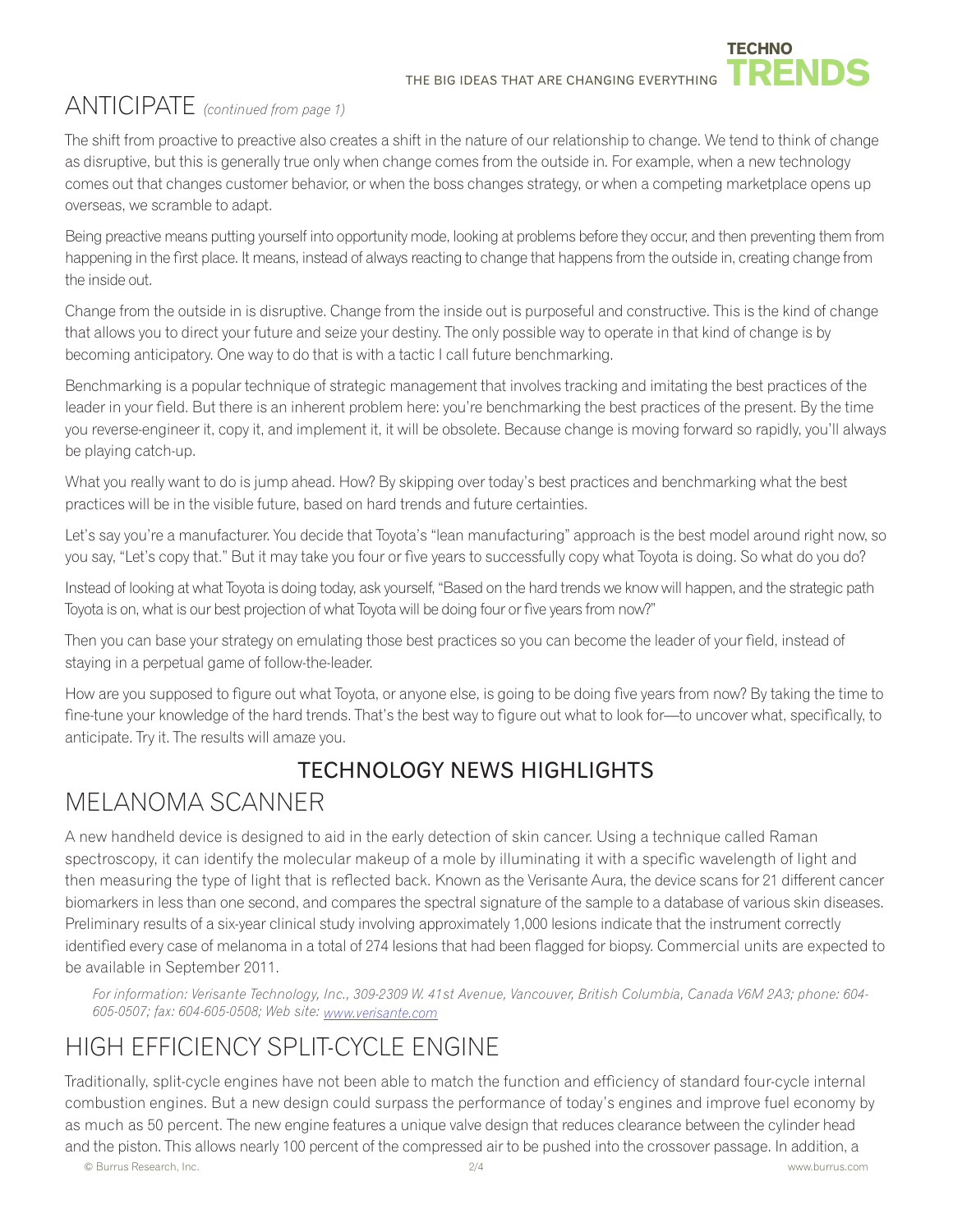## ANTICIPATE *(continued from page 1)*

The shift from proactive to preactive also creates a shift in the nature of our relationship to change. We tend to think of change as disruptive, but this is generally true only when change comes from the outside in. For example, when a new technology comes out that changes customer behavior, or when the boss changes strategy, or when a competing marketplace opens up overseas, we scramble to adapt.

Being preactive means putting yourself into opportunity mode, looking at problems before they occur, and then preventing them from happening in the first place. It means, instead of always reacting to change that happens from the outside in, creating change from the inside out.

Change from the outside in is disruptive. Change from the inside out is purposeful and constructive. This is the kind of change that allows you to direct your future and seize your destiny. The only possible way to operate in that kind of change is by becoming anticipatory. One way to do that is with a tactic I call future benchmarking.

Benchmarking is a popular technique of strategic management that involves tracking and imitating the best practices of the leader in your field. But there is an inherent problem here: you're benchmarking the best practices of the present. By the time you reverse-engineer it, copy it, and implement it, it will be obsolete. Because change is moving forward so rapidly, you'll always be playing catch-up.

What you really want to do is jump ahead. How? By skipping over today's best practices and benchmarking what the best practices will be in the visible future, based on hard trends and future certainties.

Let's say you're a manufacturer. You decide that Toyota's "lean manufacturing" approach is the best model around right now, so you say, "Let's copy that." But it may take you four or five years to successfully copy what Toyota is doing. So what do you do?

Instead of looking at what Toyota is doing today, ask yourself, "Based on the hard trends we know will happen, and the strategic path Toyota is on, what is our best projection of what Toyota will be doing four or five years from now?"

Then you can base your strategy on emulating those best practices so you can become the leader of your field, instead of staying in a perpetual game of follow-the-leader.

How are you supposed to figure out what Toyota, or anyone else, is going to be doing five years from now? By taking the time to fine-tune your knowledge of the hard trends. That's the best way to figure out what to look for—to uncover what, specifically, to anticipate. Try it. The results will amaze you.

# TECHNOLOGY NEWS HIGHLIGHTS

## MELANOMA SCANNER

A new handheld device is designed to aid in the early detection of skin cancer. Using a technique called Raman spectroscopy, it can identify the molecular makeup of a mole by illuminating it with a specific wavelength of light and then measuring the type of light that is reflected back. Known as the Verisante Aura, the device scans for 21 different cancer biomarkers in less than one second, and compares the spectral signature of the sample to a database of various skin diseases. Preliminary results of a six-year clinical study involving approximately 1,000 lesions indicate that the instrument correctly identified every case of melanoma in a total of 274 lesions that had been flagged for biopsy. Commercial units are expected to be available in September 2011.

*For information: Verisante Technology, Inc., 309-2309 W. 41st Avenue, Vancouver, British Columbia, Canada V6M 2A3; phone: 604-605-0507; fax: 604-605-0508; Web site: www.verisante.com*

## HIGH EFFICIENCY SPLIT-CYCLE ENGINE

Traditionally, split-cycle engines have not been able to match the function and efficiency of standard four-cycle internal combustion engines. But a new design could surpass the performance of today's engines and improve fuel economy by as much as 50 percent. The new engine features a unique valve design that reduces clearance between the cylinder head and the piston. This allows nearly 100 percent of the compressed air to be pushed into the crossover passage. In addition, a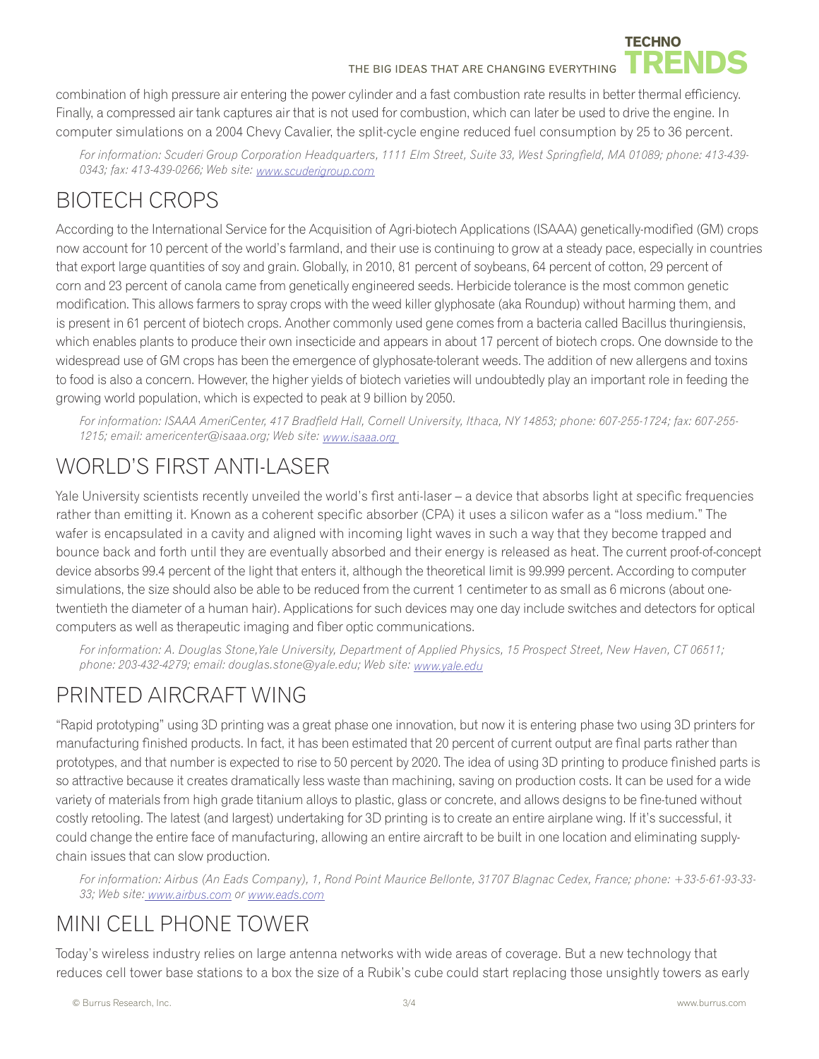combination of high pressure air entering the power cylinder and a fast combustion rate results in better thermal efficiency. Finally, a compressed air tank captures air that is not used for combustion, which can later be used to drive the engine. In computer simulations on a 2004 Chevy Cavalier, the split-cycle engine reduced fuel consumption by 25 to 36 percent.

*For information: Scuderi Group Corporation Headquarters, 1111 Elm Street, Suite 33, West Springfield, MA 01089; phone: 413-439-0343; fax: 413-439-0266; Web site: www.scuderigroup.com*

## BIOTECH CROPS

According to the International Service for the Acquisition of Agri-biotech Applications (ISAAA) genetically-modified (GM) crops now account for 10 percent of the world's farmland, and their use is continuing to grow at a steady pace, especially in countries that export large quantities of soy and grain. Globally, in 2010, 81 percent of soybeans, 64 percent of cotton, 29 percent of corn and 23 percent of canola came from genetically engineered seeds. Herbicide tolerance is the most common genetic modification. This allows farmers to spray crops with the weed killer glyphosate (aka Roundup) without harming them, and is present in 61 percent of biotech crops. Another commonly used gene comes from a bacteria called Bacillus thuringiensis, which enables plants to produce their own insecticide and appears in about 17 percent of biotech crops. One downside to the widespread use of GM crops has been the emergence of glyphosate-tolerant weeds. The addition of new allergens and toxins to food is also a concern. However, the higher yields of biotech varieties will undoubtedly play an important role in feeding the growing world population, which is expected to peak at 9 billion by 2050.

*For information: ISAAA AmeriCenter, 417 Bradfield Hall, Cornell University, Ithaca, NY 14853; phone: 607-255-1724; fax: 607-255-1215; email: americenter@isaaa.org; Web site: www.isaaa.org*

## WORLD'S FIRST ANTI-LASER

Yale University scientists recently unveiled the world's first anti-laser – a device that absorbs light at specific frequencies rather than emitting it. Known as a coherent specific absorber (CPA) it uses a silicon wafer as a "loss medium." The wafer is encapsulated in a cavity and aligned with incoming light waves in such a way that they become trapped and bounce back and forth until they are eventually absorbed and their energy is released as heat. The current proof-of-concept device absorbs 99.4 percent of the light that enters it, although the theoretical limit is 99.999 percent. According to computer simulations, the size should also be able to be reduced from the current 1 centimeter to as small as 6 microns (about one-twentieth the diameter of a human hair). Applications for such devices may one day include switches and detectors for optical computers as well as therapeutic imaging and fiber optic communications.

*For information: A. Douglas Stone,Yale University, Department of Applied Physics, 15 Prospect Street, New Haven, CT 06511; phone: 203-432-4279; email: douglas.stone@yale.edu; Web site: www.yale.edu*

## PRINTED AIRCRAFT WING

"Rapid prototyping" using 3D printing was a great phase one innovation, but now it is entering phase two using 3D printers for manufacturing finished products. In fact, it has been estimated that 20 percent of current output are final parts rather than prototypes, and that number is expected to rise to 50 percent by 2020. The idea of using 3D printing to produce finished parts is so attractive because it creates dramatically less waste than machining, saving on production costs. It can be used for a wide variety of materials from high grade titanium alloys to plastic, glass or concrete, and allows designs to be fine-tuned without costly retooling. The latest (and largest) undertaking for 3D printing is to create an entire airplane wing. If it's successful, it could change the entire face of manufacturing, allowing an entire aircraft to be built in one location and eliminating supply-chain issues that can slow production.

*For information: Airbus (An Eads Company), 1, Rond Point Maurice Bellonte, 31707 Blagnac Cedex, France; phone: +33-5-61-93-33-33; Web site: www.airbus.com or www.eads.com*

## MINI CELL PHONE TOWER

Today's wireless industry relies on large antenna networks with wide areas of coverage. But a new technology that reduces cell tower base stations to a box the size of a Rubik's cube could start replacing those unsightly towers as early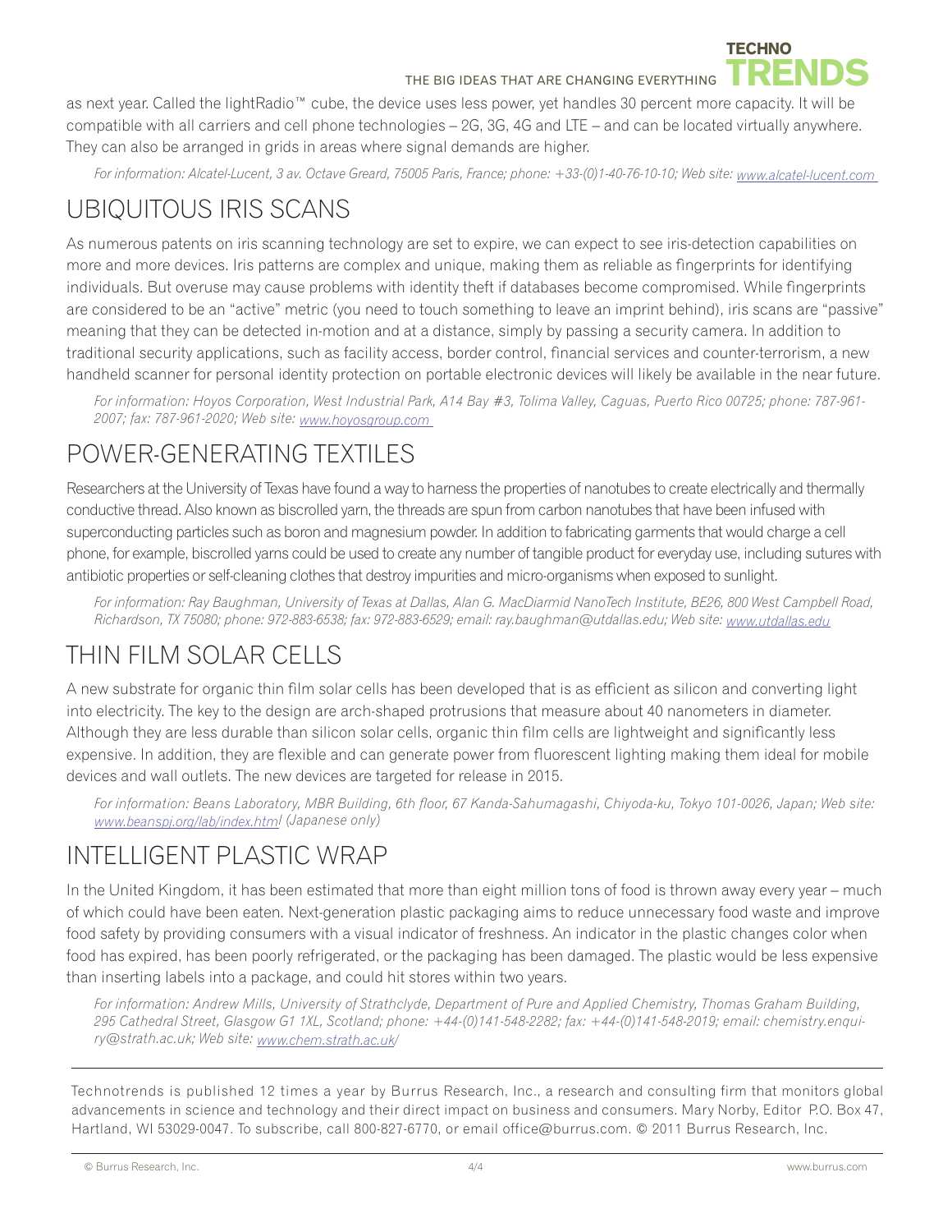as next year. Called the lightRadio™ cube, the device uses less power, yet handles 30 percent more capacity. It will be compatible with all carriers and cell phone technologies – 2G, 3G, 4G and LTE – and can be located virtually anywhere. They can also be arranged in grids in areas where signal demands are higher.

*For information: Alcatel-Lucent, 3 av. Octave Greard, 75005 Paris, France; phone: +33-(0)1-40-76-10-10; Web site: www.alcatel-lucent.com*

## UBIQUITOUS IRIS SCANS

As numerous patents on iris scanning technology are set to expire, we can expect to see iris-detection capabilities on more and more devices. Iris patterns are complex and unique, making them as reliable as fingerprints for identifying individuals. But overuse may cause problems with identity theft if databases become compromised. While fingerprints are considered to be an "active" metric (you need to touch something to leave an imprint behind), iris scans are "passive" meaning that they can be detected in-motion and at a distance, simply by passing a security camera. In addition to traditional security applications, such as facility access, border control, financial services and counter-terrorism, a new handheld scanner for personal identity protection on portable electronic devices will likely be available in the near future.

*For information: Hoyos Corporation, West Industrial Park, A14 Bay #3, Tolima Valley, Caguas, Puerto Rico 00725; phone: 787-961-2007; fax: 787-961-2020; Web site: www.hoyosgroup.com*

## POWER-GENERATING TEXTILES

Researchers at the University of Texas have found a way to harness the properties of nanotubes to create electrically and thermally conductive thread. Also known as biscrolled yarn, the threads are spun from carbon nanotubes that have been infused with superconducting particles such as boron and magnesium powder. In addition to fabricating garments that would charge a cell phone, for example, biscrolled yarns could be used to create any number of tangible product for everyday use, including sutures with antibiotic properties or self-cleaning clothes that destroy impurities and micro-organisms when exposed to sunlight.

*For information: Ray Baughman, University of Texas at Dallas, Alan G. MacDiarmid NanoTech Institute, BE26, 800 West Campbell Road, Richardson, TX 75080; phone: 972-883-6538; fax: 972-883-6529; email: ray.baughman@utdallas.edu; Web site: www.utdallas.edu*

## THIN FILM SOLAR CELLS

A new substrate for organic thin film solar cells has been developed that is as efficient as silicon and converting light into electricity. The key to the design are arch-shaped protrusions that measure about 40 nanometers in diameter. Although they are less durable than silicon solar cells, organic thin film cells are lightweight and significantly less expensive. In addition, they are flexible and can generate power from fluorescent lighting making them ideal for mobile devices and wall outlets. The new devices are targeted for release in 2015.

*For information: Beans Laboratory, MBR Building, 6th floor, 67 Kanda-Sahumagashi, Chiyoda-ku, Tokyo 101-0026, Japan; Web site: www.beanspj.org/lab/index.html (Japanese only)*

## INTELLIGENT PLASTIC WRAP

In the United Kingdom, it has been estimated that more than eight million tons of food is thrown away every year – much of which could have been eaten. Next-generation plastic packaging aims to reduce unnecessary food waste and improve food safety by providing consumers with a visual indicator of freshness. An indicator in the plastic changes color when food has expired, has been poorly refrigerated, or the packaging has been damaged. The plastic would be less expensive than inserting labels into a package, and could hit stores within two years.

*For information: Andrew Mills, University of Strathclyde, Department of Pure and Applied Chemistry, Thomas Graham Building, 295 Cathedral Street, Glasgow G1 1XL, Scotland; phone: +44-(0)141-548-2282; fax: +44-(0)141-548-2019; email: chemistry.enquiry@strath.ac.uk; Web site: www.chem.strath.ac.uk/*

---

Technotrends is published 12 times a year by Burrus Research, Inc., a research and consulting firm that monitors global advancements in science and technology and their direct impact on business and consumers. Mary Norby, Editor P.O. Box 47, Hartland, WI 53029-0047. To subscribe, call 800-827-6770, or email office@burrus.com. © 2011 Burrus Research, Inc.